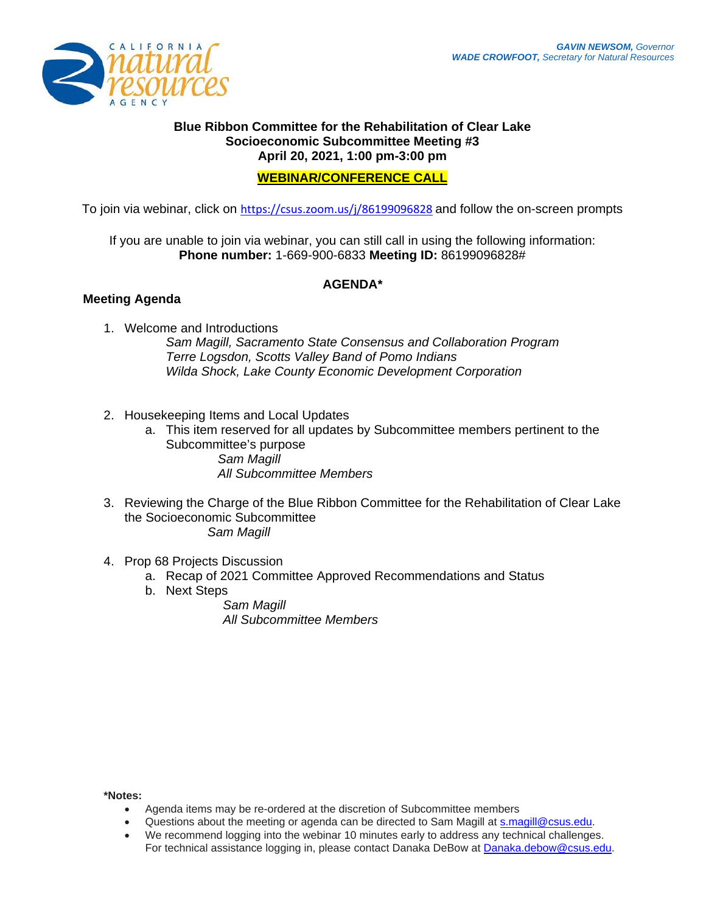CALIFORNIA natural resources AGENCY

***GAVIN NEWSOM,** Governor*
***WADE CROWFOOT,** Secretary for Natural Resources*

# Blue Ribbon Committee for the Rehabilitation of Clear Lake
## Socioeconomic Subcommittee Meeting #3
## April 20, 2021, 1:00 pm-3:00 pm

**WEBINAR/CONFERENCE CALL**

To join via webinar, click on https://csus.zoom.us/j/86199096828 and follow the on-screen prompts

If you are unable to join via webinar, you can still call in using the following information:
**Phone number:** 1-669-900-6833 **Meeting ID:** 86199096828#

## AGENDA*

### Meeting Agenda

1. Welcome and Introductions
   *Sam Magill, Sacramento State Consensus and Collaboration Program*
   *Terre Logsdon, Scotts Valley Band of Pomo Indians*
   *Wilda Shock, Lake County Economic Development Corporation*

2. Housekeeping Items and Local Updates
   a. This item reserved for all updates by Subcommittee members pertinent to the Subcommittee's purpose
      *Sam Magill*
      *All Subcommittee Members*

3. Reviewing the Charge of the Blue Ribbon Committee for the Rehabilitation of Clear Lake the Socioeconomic Subcommittee
   *Sam Magill*

4. Prop 68 Projects Discussion
   a. Recap of 2021 Committee Approved Recommendations and Status
   b. Next Steps
      *Sam Magill*
      *All Subcommittee Members*

**\*Notes:**

- Agenda items may be re-ordered at the discretion of Subcommittee members
- Questions about the meeting or agenda can be directed to Sam Magill at s.magill@csus.edu.
- We recommend logging into the webinar 10 minutes early to address any technical challenges. For technical assistance logging in, please contact Danaka DeBow at Danaka.debow@csus.edu.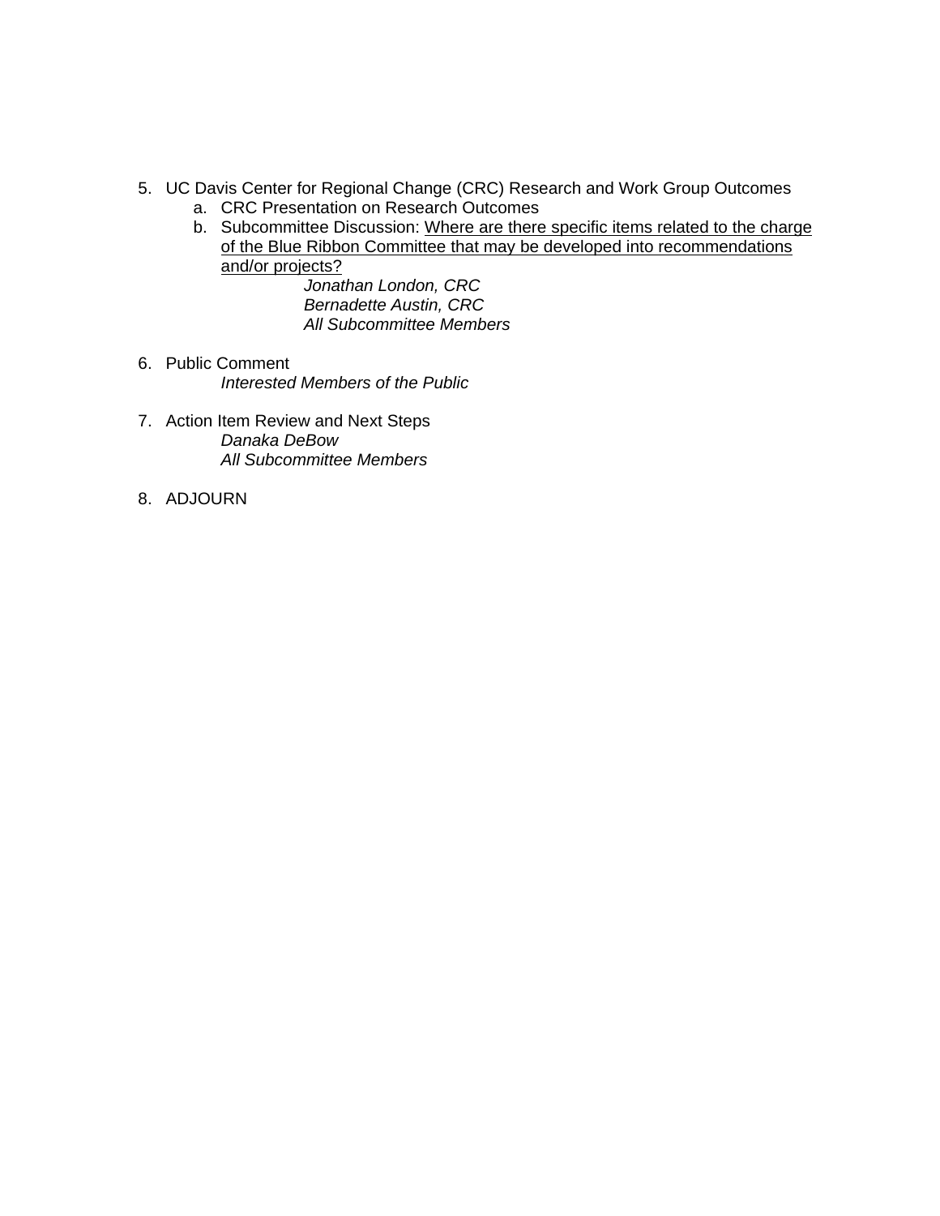5. UC Davis Center for Regional Change (CRC) Research and Work Group Outcomes
   a. CRC Presentation on Research Outcomes
   b. Subcommittee Discussion: <u>Where are there specific items related to the charge of the Blue Ribbon Committee that may be developed into recommendations and/or projects?</u>

      *Jonathan London, CRC*
      *Bernadette Austin, CRC*
      *All Subcommittee Members*

6. Public Comment

   *Interested Members of the Public*

7. Action Item Review and Next Steps

   *Danaka DeBow*
   *All Subcommittee Members*

8. ADJOURN